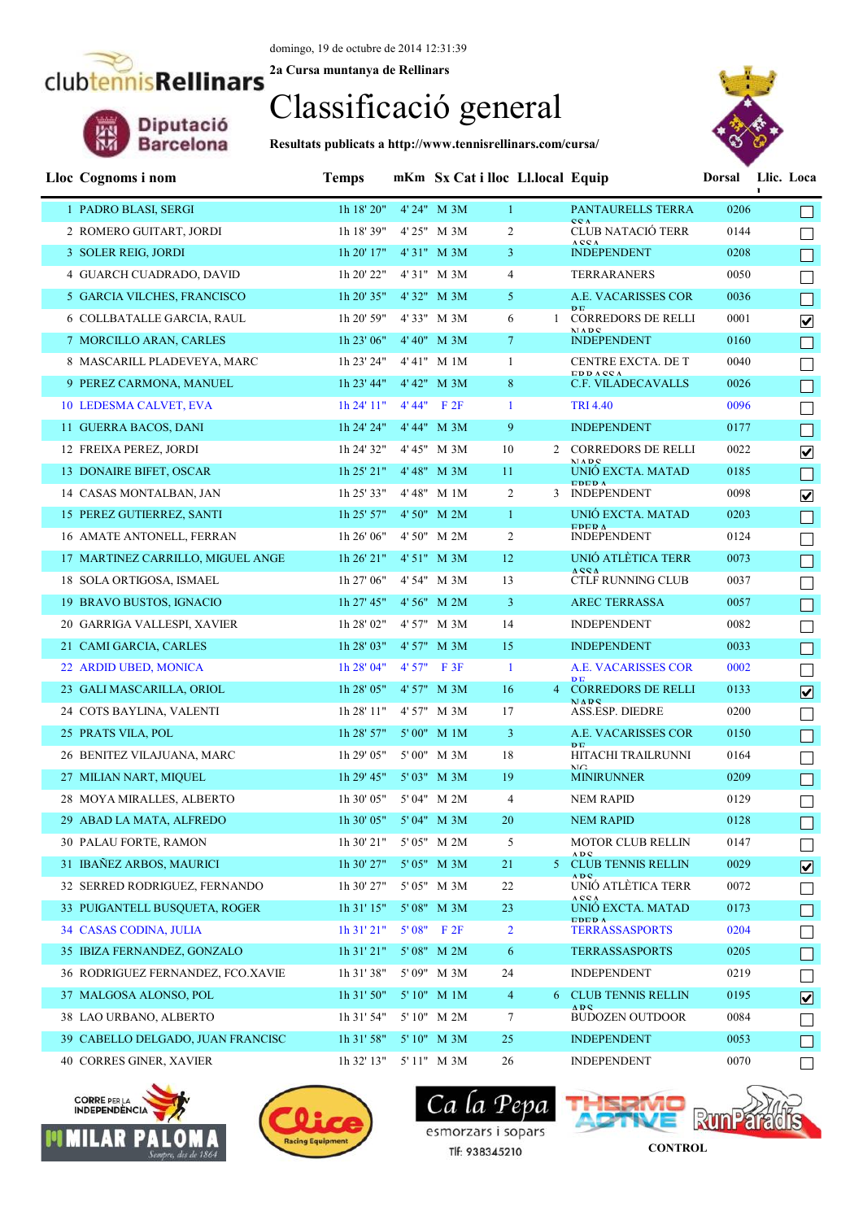domingo, 19 de octubre de 2014 12:31:39

**2a Cursa muntanya de Rellinars**

# Classificació general

**Resultats publicats a http://www.tennisrellinars.com/cursa/**

| Lloc | Cognoms i nom | Temps | mKm | Sx Cat | i lloc | Ll.local | Equip | Dorsal | Llic. Loca |
|---|---|---|---|---|---|---|---|---|---|
| 1 | PADRO BLASI, SERGI | 1h 18' 20" | 4' 24" | M 3M | 1 | | PANTAURELLS TERRASSA | 0206 | ☐ |
| 2 | ROMERO GUITART, JORDI | 1h 18' 39" | 4' 25" | M 3M | 2 | | CLUB NATACIÓ TERRASSA | 0144 | ☐ |
| 3 | SOLER REIG, JORDI | 1h 20' 17" | 4' 31" | M 3M | 3 | | INDEPENDENT | 0208 | ☐ |
| 4 | GUARCH CUADRADO, DAVID | 1h 20' 22" | 4' 31" | M 3M | 4 | | TERRARANERS | 0050 | ☐ |
| 5 | GARCIA VILCHES, FRANCISCO | 1h 20' 35" | 4' 32" | M 3M | 5 | | A.E. VACARISSES CORRE | 0036 | ☐ |
| 6 | COLLBATALLE GARCIA, RAUL | 1h 20' 59" | 4' 33" | M 3M | 6 | 1 | CORREDORS DE RELLINARS | 0001 | ☑ |
| 7 | MORCILLO ARAN, CARLES | 1h 23' 06" | 4' 40" | M 3M | 7 | | INDEPENDENT | 0160 | ☐ |
| 8 | MASCARILL PLADEVEYA, MARC | 1h 23' 24" | 4' 41" | M 1M | 1 | | CENTRE EXCTA. DE TERRASSA | 0040 | ☐ |
| 9 | PEREZ CARMONA, MANUEL | 1h 23' 44" | 4' 42" | M 3M | 8 | | C.F. VILADECAVALLS | 0026 | ☐ |
| 10 | LEDESMA CALVET, EVA | 1h 24' 11" | 4' 44" | F 2F | 1 | | TRI 4.40 | 0096 | ☐ |
| 11 | GUERRA BACOS, DANI | 1h 24' 24" | 4' 44" | M 3M | 9 | | INDEPENDENT | 0177 | ☐ |
| 12 | FREIXA PEREZ, JORDI | 1h 24' 32" | 4' 45" | M 3M | 10 | 2 | CORREDORS DE RELLINARS | 0022 | ☑ |
| 13 | DONAIRE BIFET, OSCAR | 1h 25' 21" | 4' 48" | M 3M | 11 | | UNIÓ EXCTA. MATADEPERA | 0185 | ☐ |
| 14 | CASAS MONTALBAN, JAN | 1h 25' 33" | 4' 48" | M 1M | 2 | 3 | INDEPENDENT | 0098 | ☑ |
| 15 | PEREZ GUTIERREZ, SANTI | 1h 25' 57" | 4' 50" | M 2M | 1 | | UNIÓ EXCTA. MATADEPERA | 0203 | ☐ |
| 16 | AMATE ANTONELL, FERRAN | 1h 26' 06" | 4' 50" | M 2M | 2 | | INDEPENDENT | 0124 | ☐ |
| 17 | MARTINEZ CARRILLO, MIGUEL ANGE | 1h 26' 21" | 4' 51" | M 3M | 12 | | UNIÓ ATLÈTICA TERRASSA | 0073 | ☐ |
| 18 | SOLA ORTIGOSA, ISMAEL | 1h 27' 06" | 4' 54" | M 3M | 13 | | CTLF RUNNING CLUB | 0037 | ☐ |
| 19 | BRAVO BUSTOS, IGNACIO | 1h 27' 45" | 4' 56" | M 2M | 3 | | AREC TERRASSA | 0057 | ☐ |
| 20 | GARRIGA VALLESPI, XAVIER | 1h 28' 02" | 4' 57" | M 3M | 14 | | INDEPENDENT | 0082 | ☐ |
| 21 | CAMI GARCIA, CARLES | 1h 28' 03" | 4' 57" | M 3M | 15 | | INDEPENDENT | 0033 | ☐ |
| 22 | ARDID UBED, MONICA | 1h 28' 04" | 4' 57" | F 3F | 1 | | A.E. VACARISSES CORRE | 0002 | ☐ |
| 23 | GALI MASCARILLA, ORIOL | 1h 28' 05" | 4' 57" | M 3M | 16 | 4 | CORREDORS DE RELLINARS | 0133 | ☑ |
| 24 | COTS BAYLINA, VALENTI | 1h 28' 11" | 4' 57" | M 3M | 17 | | ASS.ESP. DIEDRE | 0200 | ☐ |
| 25 | PRATS VILA, POL | 1h 28' 57" | 5' 00" | M 1M | 3 | | A.E. VACARISSES CORRE | 0150 | ☐ |
| 26 | BENITEZ VILAJUANA, MARC | 1h 29' 05" | 5' 00" | M 3M | 18 | | HITACHI TRAILRUNNING | 0164 | ☐ |
| 27 | MILIAN NART, MIQUEL | 1h 29' 45" | 5' 03" | M 3M | 19 | | MINIRUNNER | 0209 | ☐ |
| 28 | MOYA MIRALLES, ALBERTO | 1h 30' 05" | 5' 04" | M 2M | 4 | | NEM RAPID | 0129 | ☐ |
| 29 | ABAD LA MATA, ALFREDO | 1h 30' 05" | 5' 04" | M 3M | 20 | | NEM RAPID | 0128 | ☐ |
| 30 | PALAU FORTE, RAMON | 1h 30' 21" | 5' 05" | M 2M | 5 | | MOTOR CLUB RELLINARS | 0147 | ☐ |
| 31 | IBAÑEZ ARBOS, MAURICI | 1h 30' 27" | 5' 05" | M 3M | 21 | 5 | CLUB TENNIS RELLINARS | 0029 | ☑ |
| 32 | SERRED RODRIGUEZ, FERNANDO | 1h 30' 27" | 5' 05" | M 3M | 22 | | UNIÓ ATLÈTICA TERRASSA | 0072 | ☐ |
| 33 | PUIGANTELL BUSQUETA, ROGER | 1h 31' 15" | 5' 08" | M 3M | 23 | | UNIÓ EXCTA. MATADEPERA | 0173 | ☐ |
| 34 | CASAS CODINA, JULIA | 1h 31' 21" | 5' 08" | F 2F | 2 | | TERRASSASPORTS | 0204 | ☐ |
| 35 | IBIZA FERNANDEZ, GONZALO | 1h 31' 21" | 5' 08" | M 2M | 6 | | TERRASSASPORTS | 0205 | ☐ |
| 36 | RODRIGUEZ FERNANDEZ, FCO.XAVIE | 1h 31' 38" | 5' 09" | M 3M | 24 | | INDEPENDENT | 0219 | ☐ |
| 37 | MALGOSA ALONSO, POL | 1h 31' 50" | 5' 10" | M 1M | 4 | 6 | CLUB TENNIS RELLINARS | 0195 | ☑ |
| 38 | LAO URBANO, ALBERTO | 1h 31' 54" | 5' 10" | M 2M | 7 | | BUDOZEN OUTDOOR | 0084 | ☐ |
| 39 | CABELLO DELGADO, JUAN FRANCISC | 1h 31' 58" | 5' 10" | M 3M | 25 | | INDEPENDENT | 0053 | ☐ |
| 40 | CORRES GINER, XAVIER | 1h 32' 13" | 5' 11" | M 3M | 26 | | INDEPENDENT | 0070 | ☐ |

CONTROL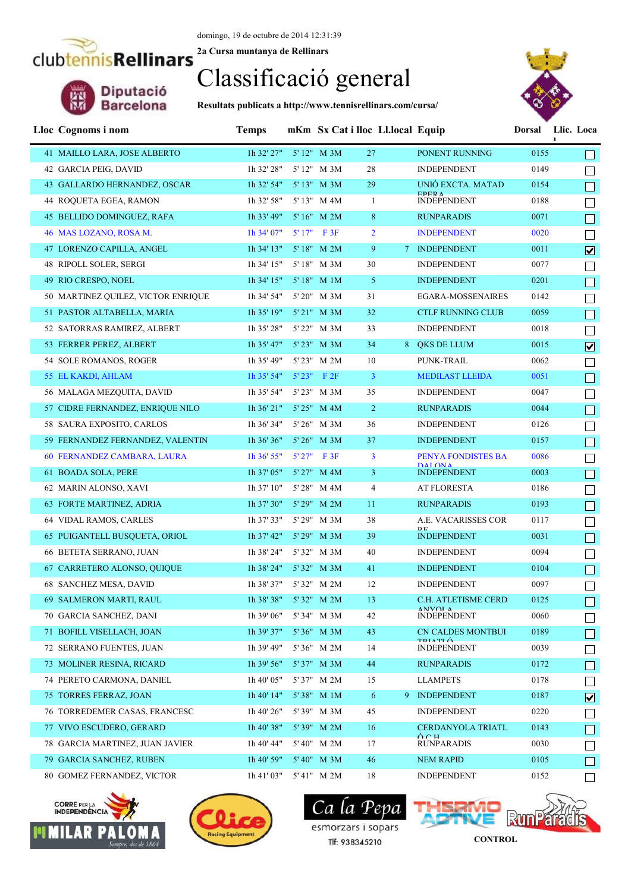domingo, 19 de octubre de 2014 12:31:39

2a Cursa muntanya de Rellinars

# Classificació general

**Resultats publicats a http://www.tennisrellinars.com/cursa/**

| Lloc | Cognoms i nom | Temps | mKm | Sx | Cat i lloc | Ll.local | Equip | Dorsal | Llic. Loca |
|---|---|---|---|---|---|---|---|---|---|
| 41 | MAILLO LARA, JOSE ALBERTO | 1h 32' 27" | 5' 12" | M | 3M 27 | | PONENT RUNNING | 0155 | ☐ |
| 42 | GARCIA PEIG, DAVID | 1h 32' 28" | 5' 12" | M | 3M 28 | | INDEPENDENT | 0149 | ☐ |
| 43 | GALLARDO HERNANDEZ, OSCAR | 1h 32' 54" | 5' 13" | M | 3M 29 | | UNIÓ EXCTA. MATADEPERA | 0154 | ☐ |
| 44 | ROQUETA EGEA, RAMON | 1h 32' 58" | 5' 13" | M | 4M 1 | | INDEPENDENT | 0188 | ☐ |
| 45 | BELLIDO DOMINGUEZ, RAFA | 1h 33' 49" | 5' 16" | M | 2M 8 | | RUNPARADIS | 0071 | ☐ |
| 46 | MAS LOZANO, ROSA M. | 1h 34' 07" | 5' 17" | F | 3F 2 | | INDEPENDENT | 0020 | ☐ |
| 47 | LORENZO CAPILLA, ANGEL | 1h 34' 13" | 5' 18" | M | 2M 9 | 7 | INDEPENDENT | 0011 | ☑ |
| 48 | RIPOLL SOLER, SERGI | 1h 34' 15" | 5' 18" | M | 3M 30 | | INDEPENDENT | 0077 | ☐ |
| 49 | RIO CRESPO, NOEL | 1h 34' 15" | 5' 18" | M | 1M 5 | | INDEPENDENT | 0201 | ☐ |
| 50 | MARTINEZ QUILEZ, VICTOR ENRIQUE | 1h 34' 54" | 5' 20" | M | 3M 31 | | EGARA-MOSSENAIRES | 0142 | ☐ |
| 51 | PASTOR ALTABELLA, MARIA | 1h 35' 19" | 5' 21" | M | 3M 32 | | CTLF RUNNING CLUB | 0059 | ☐ |
| 52 | SATORRAS RAMIREZ, ALBERT | 1h 35' 28" | 5' 22" | M | 3M 33 | | INDEPENDENT | 0018 | ☐ |
| 53 | FERRER PEREZ, ALBERT | 1h 35' 47" | 5' 23" | M | 3M 34 | 8 | QKS DE LLUM | 0015 | ☑ |
| 54 | SOLE ROMANOS, ROGER | 1h 35' 49" | 5' 23" | M | 2M 10 | | PUNK-TRAIL | 0062 | ☐ |
| 55 | EL KAKDI, AHLAM | 1h 35' 54" | 5' 23" | F | 2F 3 | | MEDILAST LLEIDA | 0051 | ☐ |
| 56 | MALAGA MEZQUITA, DAVID | 1h 35' 54" | 5' 23" | M | 3M 35 | | INDEPENDENT | 0047 | ☐ |
| 57 | CIDRE FERNANDEZ, ENRIQUE NILO | 1h 36' 21" | 5' 25" | M | 4M 2 | | RUNPARADIS | 0044 | ☐ |
| 58 | SAURA EXPOSITO, CARLOS | 1h 36' 34" | 5' 26" | M | 3M 36 | | INDEPENDENT | 0126 | ☐ |
| 59 | FERNANDEZ FERNANDEZ, VALENTIN | 1h 36' 36" | 5' 26" | M | 3M 37 | | INDEPENDENT | 0157 | ☐ |
| 60 | FERNANDEZ CAMBARA, LAURA | 1h 36' 55" | 5' 27" | F | 3F 3 | | PENYA FONDISTES BADALONA | 0086 | ☐ |
| 61 | BOADA SOLA, PERE | 1h 37' 05" | 5' 27" | M | 4M 3 | | INDEPENDENT | 0003 | ☐ |
| 62 | MARIN ALONSO, XAVI | 1h 37' 10" | 5' 28" | M | 4M 4 | | AT FLORESTA | 0186 | ☐ |
| 63 | FORTE MARTINEZ, ADRIA | 1h 37' 30" | 5' 29" | M | 2M 11 | | RUNPARADIS | 0193 | ☐ |
| 64 | VIDAL RAMOS, CARLES | 1h 37' 33" | 5' 29" | M | 3M 38 | | A.E. VACARISSES COR DE | 0117 | ☐ |
| 65 | PUIGANTELL BUSQUETA, ORIOL | 1h 37' 42" | 5' 29" | M | 3M 39 | | INDEPENDENT | 0031 | ☐ |
| 66 | BETETA SERRANO, JUAN | 1h 38' 24" | 5' 32" | M | 3M 40 | | INDEPENDENT | 0094 | ☐ |
| 67 | CARRETERO ALONSO, QUIQUE | 1h 38' 24" | 5' 32" | M | 3M 41 | | INDEPENDENT | 0104 | ☐ |
| 68 | SANCHEZ MESA, DAVID | 1h 38' 37" | 5' 32" | M | 2M 12 | | INDEPENDENT | 0097 | ☐ |
| 69 | SALMERON MARTI, RAUL | 1h 38' 38" | 5' 32" | M | 2M 13 | | C.H. ATLETISME CERDANYOLA | 0125 | ☐ |
| 70 | GARCIA SANCHEZ, DANI | 1h 39' 06" | 5' 34" | M | 3M 42 | | INDEPENDENT | 0060 | ☐ |
| 71 | BOFILL VISELLACH, JOAN | 1h 39' 37" | 5' 36" | M | 3M 43 | | CN CALDES MONTBUI TRIATLÓ | 0189 | ☐ |
| 72 | SERRANO FUENTES, JUAN | 1h 39' 49" | 5' 36" | M | 2M 14 | | INDEPENDENT | 0039 | ☐ |
| 73 | MOLINER RESINA, RICARD | 1h 39' 56" | 5' 37" | M | 3M 44 | | RUNPARADIS | 0172 | ☐ |
| 74 | PERETO CARMONA, DANIEL | 1h 40' 05" | 5' 37" | M | 2M 15 | | LLAMPETS | 0178 | ☐ |
| 75 | TORRES FERRAZ, JOAN | 1h 40' 14" | 5' 38" | M | 1M 6 | 9 | INDEPENDENT | 0187 | ☑ |
| 76 | TORREDEMER CASAS, FRANCESC | 1h 40' 26" | 5' 39" | M | 3M 45 | | INDEPENDENT | 0220 | ☐ |
| 77 | VIVO ESCUDERO, GERARD | 1h 40' 38" | 5' 39" | M | 2M 16 | | CERDANYOLA TRIATLÓ C.H. | 0143 | ☐ |
| 78 | GARCIA MARTINEZ, JUAN JAVIER | 1h 40' 44" | 5' 40" | M | 2M 17 | | RUNPARADIS | 0030 | ☐ |
| 79 | GARCIA SANCHEZ, RUBEN | 1h 40' 59" | 5' 40" | M | 3M 46 | | NEM RAPID | 0105 | ☐ |
| 80 | GOMEZ FERNANDEZ, VICTOR | 1h 41' 03" | 5' 41" | M | 2M 18 | | INDEPENDENT | 0152 | ☐ |

CONTROL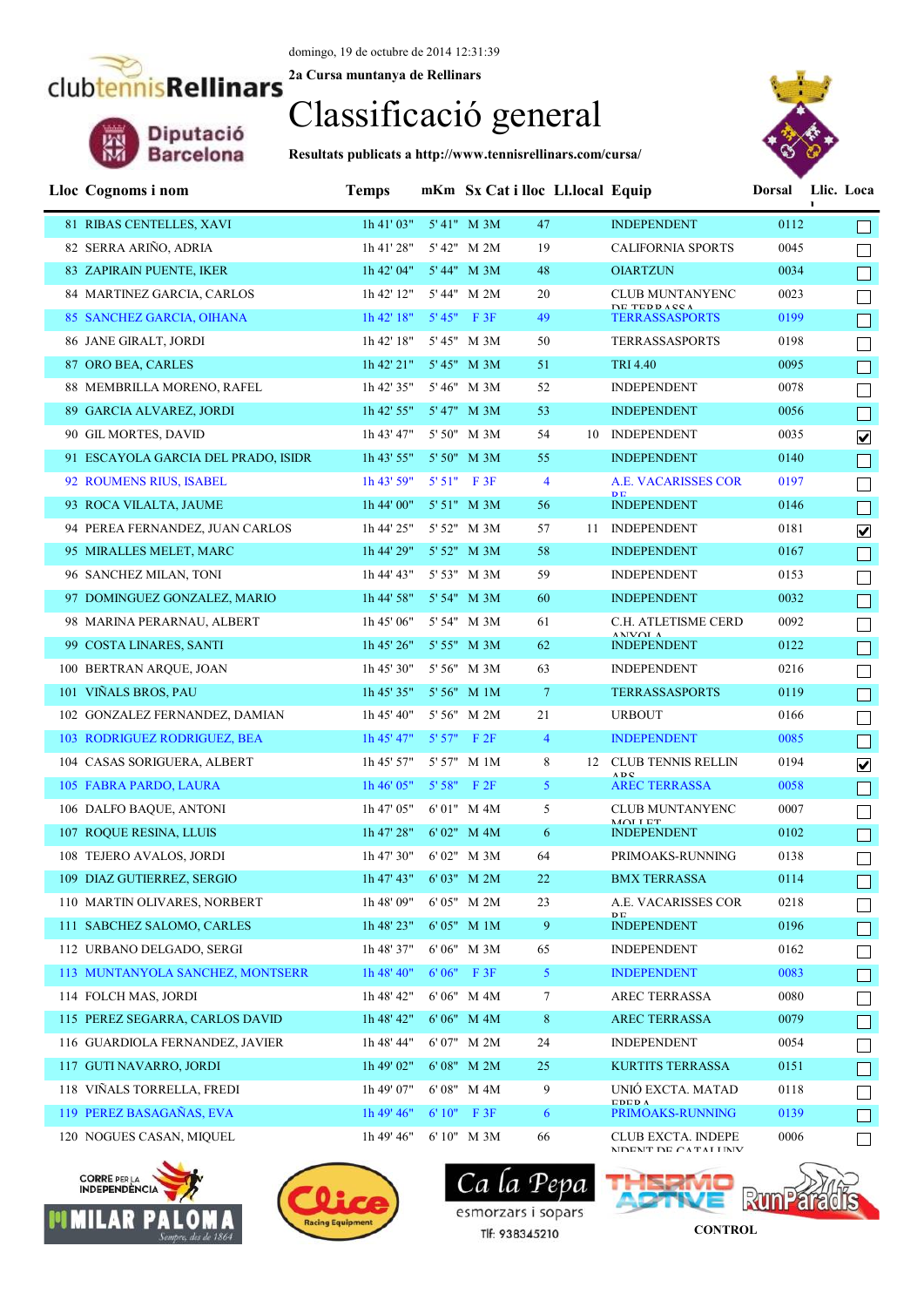domingo, 19 de octubre de 2014 12:31:39

2a Cursa muntanya de Rellinars

# Classificació general

**Resultats publicats a http://www.tennisrellinars.com/cursa/**

| Lloc | Cognoms i nom | Temps | mKm | Sx Cat | i lloc | Ll.local | Equip | Dorsal | Llic. Loca |
|---|---|---|---|---|---|---|---|---|---|
| 81 | RIBAS CENTELLES, XAVI | 1h 41' 03" | 5' 41" | M 3M | 47 | | INDEPENDENT | 0112 | ☐ |
| 82 | SERRA ARIÑO, ADRIA | 1h 41' 28" | 5' 42" | M 2M | 19 | | CALIFORNIA SPORTS | 0045 | ☐ |
| 83 | ZAPIRAIN PUENTE, IKER | 1h 42' 04" | 5' 44" | M 3M | 48 | | OIARTZUN | 0034 | ☐ |
| 84 | MARTINEZ GARCIA, CARLOS | 1h 42' 12" | 5' 44" | M 2M | 20 | | CLUB MUNTANYENC DE TERRASSA | 0023 | ☐ |
| 85 | SANCHEZ GARCIA, OIHANA | 1h 42' 18" | 5' 45" | F 3F | 49 | | TERRASSASPORTS | 0199 | ☐ |
| 86 | JANE GIRALT, JORDI | 1h 42' 18" | 5' 45" | M 3M | 50 | | TERRASSASPORTS | 0198 | ☐ |
| 87 | ORO BEA, CARLES | 1h 42' 21" | 5' 45" | M 3M | 51 | | TRI 4.40 | 0095 | ☐ |
| 88 | MEMBRILLA MORENO, RAFEL | 1h 42' 35" | 5' 46" | M 3M | 52 | | INDEPENDENT | 0078 | ☐ |
| 89 | GARCIA ALVAREZ, JORDI | 1h 42' 55" | 5' 47" | M 3M | 53 | | INDEPENDENT | 0056 | ☐ |
| 90 | GIL MORTES, DAVID | 1h 43' 47" | 5' 50" | M 3M | 54 | 10 | INDEPENDENT | 0035 | ☑ |
| 91 | ESCAYOLA GARCIA DEL PRADO, ISIDR | 1h 43' 55" | 5' 50" | M 3M | 55 | | INDEPENDENT | 0140 | ☐ |
| 92 | ROUMENS RIUS, ISABEL | 1h 43' 59" | 5' 51" | F 3F | 4 | | A.E. VACARISSES CORRE | 0197 | ☐ |
| 93 | ROCA VILALTA, JAUME | 1h 44' 00" | 5' 51" | M 3M | 56 | | INDEPENDENT | 0146 | ☐ |
| 94 | PEREA FERNANDEZ, JUAN CARLOS | 1h 44' 25" | 5' 52" | M 3M | 57 | 11 | INDEPENDENT | 0181 | ☑ |
| 95 | MIRALLES MELET, MARC | 1h 44' 29" | 5' 52" | M 3M | 58 | | INDEPENDENT | 0167 | ☐ |
| 96 | SANCHEZ MILAN, TONI | 1h 44' 43" | 5' 53" | M 3M | 59 | | INDEPENDENT | 0153 | ☐ |
| 97 | DOMINGUEZ GONZALEZ, MARIO | 1h 44' 58" | 5' 54" | M 3M | 60 | | INDEPENDENT | 0032 | ☐ |
| 98 | MARINA PERARNAU, ALBERT | 1h 45' 06" | 5' 54" | M 3M | 61 | | C.H. ATLETISME CERDANYOLA | 0092 | ☐ |
| 99 | COSTA LINARES, SANTI | 1h 45' 26" | 5' 55" | M 3M | 62 | | INDEPENDENT | 0122 | ☐ |
| 100 | BERTRAN ARQUE, JOAN | 1h 45' 30" | 5' 56" | M 3M | 63 | | INDEPENDENT | 0216 | ☐ |
| 101 | VIÑALS BROS, PAU | 1h 45' 35" | 5' 56" | M 1M | 7 | | TERRASSASPORTS | 0119 | ☐ |
| 102 | GONZALEZ FERNANDEZ, DAMIAN | 1h 45' 40" | 5' 56" | M 2M | 21 | | URBOUT | 0166 | ☐ |
| 103 | RODRIGUEZ RODRIGUEZ, BEA | 1h 45' 47" | 5' 57" | F 2F | 4 | | INDEPENDENT | 0085 | ☐ |
| 104 | CASAS SORIGUERA, ALBERT | 1h 45' 57" | 5' 57" | M 1M | 8 | 12 | CLUB TENNIS RELLINARS | 0194 | ☑ |
| 105 | FABRA PARDO, LAURA | 1h 46' 05" | 5' 58" | F 2F | 5 | | AREC TERRASSA | 0058 | ☐ |
| 106 | DALFO BAQUE, ANTONI | 1h 47' 05" | 6' 01" | M 4M | 5 | | CLUB MUNTANYENC MOLLET | 0007 | ☐ |
| 107 | ROQUE RESINA, LLUIS | 1h 47' 28" | 6' 02" | M 4M | 6 | | INDEPENDENT | 0102 | ☐ |
| 108 | TEJERO AVALOS, JORDI | 1h 47' 30" | 6' 02" | M 3M | 64 | | PRIMOAKS-RUNNING | 0138 | ☐ |
| 109 | DIAZ GUTIERREZ, SERGIO | 1h 47' 43" | 6' 03" | M 2M | 22 | | BMX TERRASSA | 0114 | ☐ |
| 110 | MARTIN OLIVARES, NORBERT | 1h 48' 09" | 6' 05" | M 2M | 23 | | A.E. VACARISSES CORRE | 0218 | ☐ |
| 111 | SABCHEZ SALOMO, CARLES | 1h 48' 23" | 6' 05" | M 1M | 9 | | INDEPENDENT | 0196 | ☐ |
| 112 | URBANO DELGADO, SERGI | 1h 48' 37" | 6' 06" | M 3M | 65 | | INDEPENDENT | 0162 | ☐ |
| 113 | MUNTANYOLA SANCHEZ, MONTSERR | 1h 48' 40" | 6' 06" | F 3F | 5 | | INDEPENDENT | 0083 | ☐ |
| 114 | FOLCH MAS, JORDI | 1h 48' 42" | 6' 06" | M 4M | 7 | | AREC TERRASSA | 0080 | ☐ |
| 115 | PEREZ SEGARRA, CARLOS DAVID | 1h 48' 42" | 6' 06" | M 4M | 8 | | AREC TERRASSA | 0079 | ☐ |
| 116 | GUARDIOLA FERNANDEZ, JAVIER | 1h 48' 44" | 6' 07" | M 2M | 24 | | INDEPENDENT | 0054 | ☐ |
| 117 | GUTI NAVARRO, JORDI | 1h 49' 02" | 6' 08" | M 2M | 25 | | KURTITS TERRASSA | 0151 | ☐ |
| 118 | VIÑALS TORRELLA, FREDI | 1h 49' 07" | 6' 08" | M 4M | 9 | | UNIÓ EXCTA. MATADEPERA | 0118 | ☐ |
| 119 | PEREZ BASAGAÑAS, EVA | 1h 49' 46" | 6' 10" | F 3F | 6 | | PRIMOAKS-RUNNING | 0139 | ☐ |
| 120 | NOGUES CASAN, MIQUEL | 1h 49' 46" | 6' 10" | M 3M | 66 | | CLUB EXCTA. INDEPENDENT DE CATALUNY | 0006 | ☐ |

CONTROL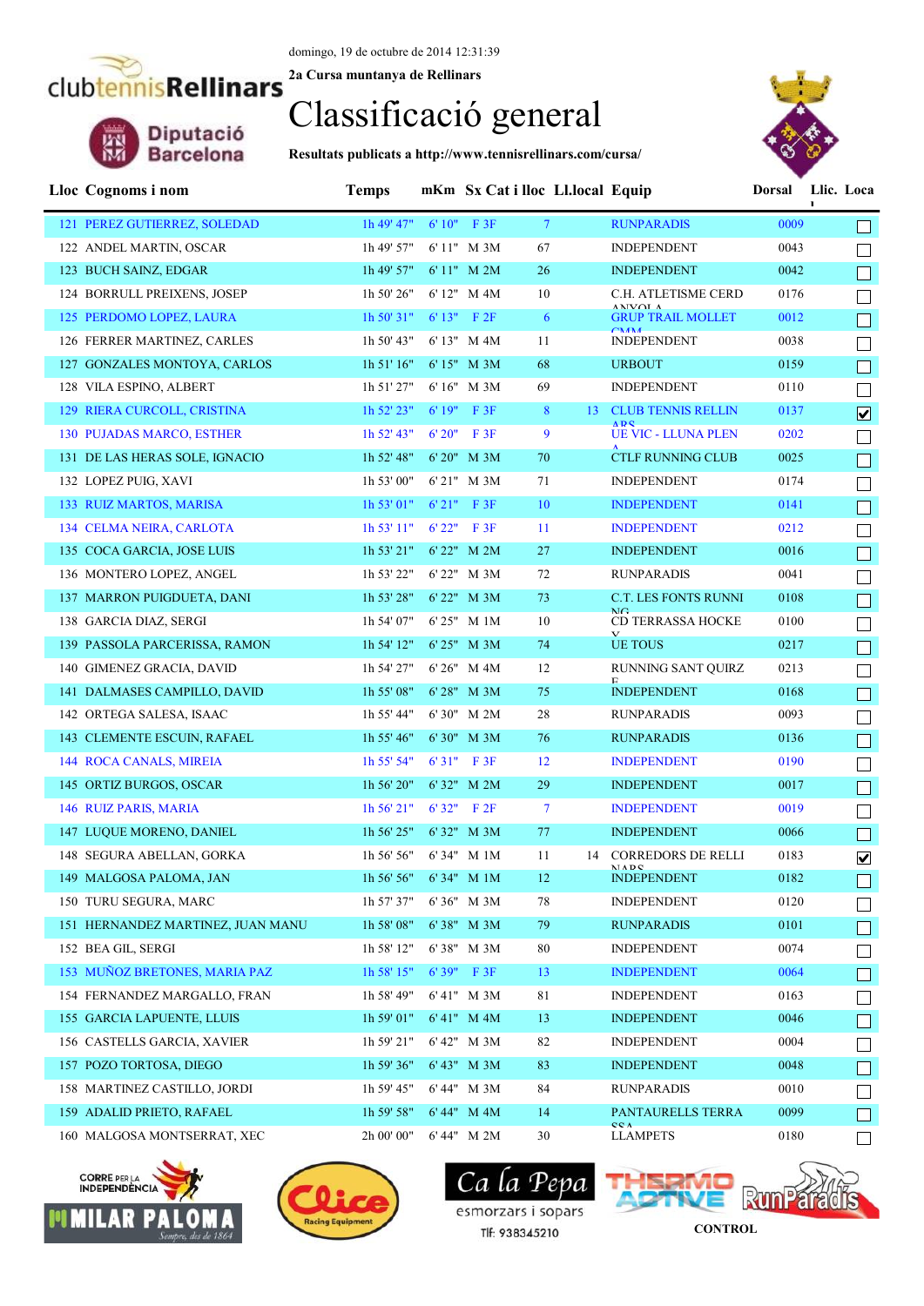domingo, 19 de octubre de 2014 12:31:39

2a Cursa muntanya de Rellinars

# Classificació general

**Resultats publicats a http://www.tennisrellinars.com/cursa/**

| Lloc | Cognoms i nom | Temps | mKm | Sx Cat i lloc | | Ll.local | Equip | Dorsal | Llic. Loca |
|---|---|---|---|---|---|---|---|---|---|
| 121 | PEREZ GUTIERREZ, SOLEDAD | 1h 49' 47" | 6' 10" | F 3F | 7 | | RUNPARADIS | 0009 | ☐ |
| 122 | ANDEL MARTIN, OSCAR | 1h 49' 57" | 6' 11" | M 3M | 67 | | INDEPENDENT | 0043 | ☐ |
| 123 | BUCH SAINZ, EDGAR | 1h 49' 57" | 6' 11" | M 2M | 26 | | INDEPENDENT | 0042 | ☐ |
| 124 | BORRULL PREIXENS, JOSEP | 1h 50' 26" | 6' 12" | M 4M | 10 | | C.H. ATLETISME CERDANYOLA | 0176 | ☐ |
| 125 | PERDOMO LOPEZ, LAURA | 1h 50' 31" | 6' 13" | F 2F | 6 | | GRUP TRAIL MOLLET CMM | 0012 | ☐ |
| 126 | FERRER MARTINEZ, CARLES | 1h 50' 43" | 6' 13" | M 4M | 11 | | INDEPENDENT | 0038 | ☐ |
| 127 | GONZALES MONTOYA, CARLOS | 1h 51' 16" | 6' 15" | M 3M | 68 | | URBOUT | 0159 | ☐ |
| 128 | VILA ESPINO, ALBERT | 1h 51' 27" | 6' 16" | M 3M | 69 | | INDEPENDENT | 0110 | ☐ |
| 129 | RIERA CURCOLL, CRISTINA | 1h 52' 23" | 6' 19" | F 3F | 8 | 13 | CLUB TENNIS RELLINARS | 0137 | ☑ |
| 130 | PUJADAS MARCO, ESTHER | 1h 52' 43" | 6' 20" | F 3F | 9 | | UE VIC - LLUNA PLENA | 0202 | ☐ |
| 131 | DE LAS HERAS SOLE, IGNACIO | 1h 52' 48" | 6' 20" | M 3M | 70 | | CTLF RUNNING CLUB | 0025 | ☐ |
| 132 | LOPEZ PUIG, XAVI | 1h 53' 00" | 6' 21" | M 3M | 71 | | INDEPENDENT | 0174 | ☐ |
| 133 | RUIZ MARTOS, MARISA | 1h 53' 01" | 6' 21" | F 3F | 10 | | INDEPENDENT | 0141 | ☐ |
| 134 | CELMA NEIRA, CARLOTA | 1h 53' 11" | 6' 22" | F 3F | 11 | | INDEPENDENT | 0212 | ☐ |
| 135 | COCA GARCIA, JOSE LUIS | 1h 53' 21" | 6' 22" | M 2M | 27 | | INDEPENDENT | 0016 | ☐ |
| 136 | MONTERO LOPEZ, ANGEL | 1h 53' 22" | 6' 22" | M 3M | 72 | | RUNPARADIS | 0041 | ☐ |
| 137 | MARRON PUIGDUETA, DANI | 1h 53' 28" | 6' 22" | M 3M | 73 | | C.T. LES FONTS RUNNING | 0108 | ☐ |
| 138 | GARCIA DIAZ, SERGI | 1h 54' 07" | 6' 25" | M 1M | 10 | | CD TERRASSA HOCKEY | 0100 | ☐ |
| 139 | PASSOLA PARCERISSA, RAMON | 1h 54' 12" | 6' 25" | M 3M | 74 | | UE TOUS | 0217 | ☐ |
| 140 | GIMENEZ GRACIA, DAVID | 1h 54' 27" | 6' 26" | M 4M | 12 | | RUNNING SANT QUIRZE | 0213 | ☐ |
| 141 | DALMASES CAMPILLO, DAVID | 1h 55' 08" | 6' 28" | M 3M | 75 | | INDEPENDENT | 0168 | ☐ |
| 142 | ORTEGA SALESA, ISAAC | 1h 55' 44" | 6' 30" | M 2M | 28 | | RUNPARADIS | 0093 | ☐ |
| 143 | CLEMENTE ESCUIN, RAFAEL | 1h 55' 46" | 6' 30" | M 3M | 76 | | RUNPARADIS | 0136 | ☐ |
| 144 | ROCA CANALS, MIREIA | 1h 55' 54" | 6' 31" | F 3F | 12 | | INDEPENDENT | 0190 | ☐ |
| 145 | ORTIZ BURGOS, OSCAR | 1h 56' 20" | 6' 32" | M 2M | 29 | | INDEPENDENT | 0017 | ☐ |
| 146 | RUIZ PARIS, MARIA | 1h 56' 21" | 6' 32" | F 2F | 7 | | INDEPENDENT | 0019 | ☐ |
| 147 | LUQUE MORENO, DANIEL | 1h 56' 25" | 6' 32" | M 3M | 77 | | INDEPENDENT | 0066 | ☐ |
| 148 | SEGURA ABELLAN, GORKA | 1h 56' 56" | 6' 34" | M 1M | 11 | 14 | CORREDORS DE RELLINARS | 0183 | ☑ |
| 149 | MALGOSA PALOMA, JAN | 1h 56' 56" | 6' 34" | M 1M | 12 | | INDEPENDENT | 0182 | ☐ |
| 150 | TURU SEGURA, MARC | 1h 57' 37" | 6' 36" | M 3M | 78 | | INDEPENDENT | 0120 | ☐ |
| 151 | HERNANDEZ MARTINEZ, JUAN MANU | 1h 58' 08" | 6' 38" | M 3M | 79 | | RUNPARADIS | 0101 | ☐ |
| 152 | BEA GIL, SERGI | 1h 58' 12" | 6' 38" | M 3M | 80 | | INDEPENDENT | 0074 | ☐ |
| 153 | MUÑOZ BRETONES, MARIA PAZ | 1h 58' 15" | 6' 39" | F 3F | 13 | | INDEPENDENT | 0064 | ☐ |
| 154 | FERNANDEZ MARGALLO, FRAN | 1h 58' 49" | 6' 41" | M 3M | 81 | | INDEPENDENT | 0163 | ☐ |
| 155 | GARCIA LAPUENTE, LLUIS | 1h 59' 01" | 6' 41" | M 4M | 13 | | INDEPENDENT | 0046 | ☐ |
| 156 | CASTELLS GARCIA, XAVIER | 1h 59' 21" | 6' 42" | M 3M | 82 | | INDEPENDENT | 0004 | ☐ |
| 157 | POZO TORTOSA, DIEGO | 1h 59' 36" | 6' 43" | M 3M | 83 | | INDEPENDENT | 0048 | ☐ |
| 158 | MARTINEZ CASTILLO, JORDI | 1h 59' 45" | 6' 44" | M 3M | 84 | | RUNPARADIS | 0010 | ☐ |
| 159 | ADALID PRIETO, RAFAEL | 1h 59' 58" | 6' 44" | M 4M | 14 | | PANTAURELLS TERRASSA | 0099 | ☐ |
| 160 | MALGOSA MONTSERRAT, XEC | 2h 00' 00" | 6' 44" | M 2M | 30 | | LLAMPETS | 0180 | ☐ |

CONTROL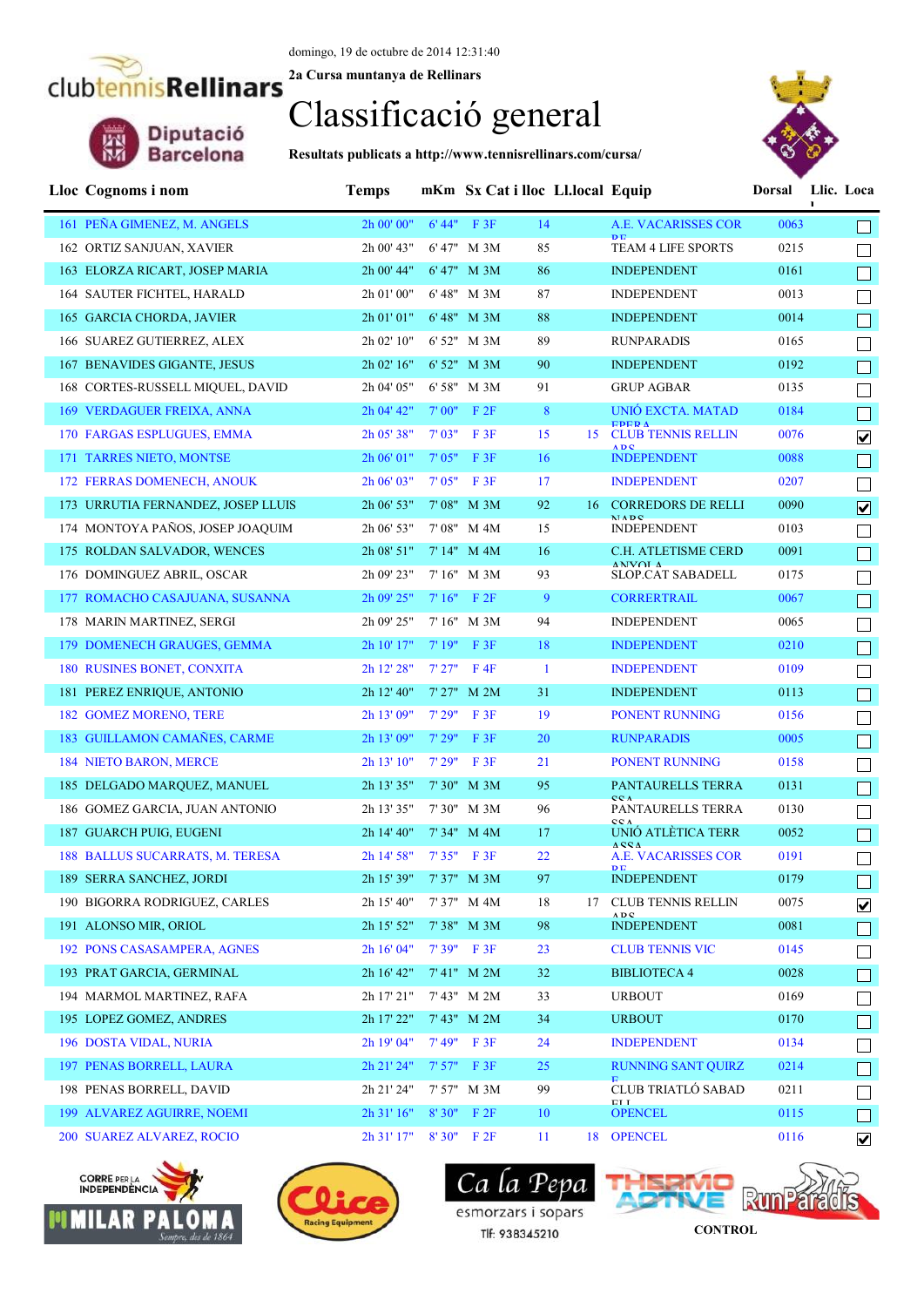domingo, 19 de octubre de 2014 12:31:40

2a Cursa muntanya de Rellinars

# Classificació general

**Resultats publicats a http://www.tennisrellinars.com/cursa/**

| Lloc | Cognoms i nom | Temps | mKm | Sx Cat i lloc | | Ll.local | Equip | Dorsal | Llic. Loca |
|---|---|---|---|---|---|---|---|---|---|
| 161 | PEÑA GIMENEZ, M. ANGELS | 2h 00' 00" | 6' 44" | F 3F | 14 | | A.E. VACARISSES CORDE | 0063 | ☐ |
| 162 | ORTIZ SANJUAN, XAVIER | 2h 00' 43" | 6' 47" | M 3M | 85 | | TEAM 4 LIFE SPORTS | 0215 | ☐ |
| 163 | ELORZA RICART, JOSEP MARIA | 2h 00' 44" | 6' 47" | M 3M | 86 | | INDEPENDENT | 0161 | ☐ |
| 164 | SAUTER FICHTEL, HARALD | 2h 01' 00" | 6' 48" | M 3M | 87 | | INDEPENDENT | 0013 | ☐ |
| 165 | GARCIA CHORDA, JAVIER | 2h 01' 01" | 6' 48" | M 3M | 88 | | INDEPENDENT | 0014 | ☐ |
| 166 | SUAREZ GUTIERREZ, ALEX | 2h 02' 10" | 6' 52" | M 3M | 89 | | RUNPARADIS | 0165 | ☐ |
| 167 | BENAVIDES GIGANTE, JESUS | 2h 02' 16" | 6' 52" | M 3M | 90 | | INDEPENDENT | 0192 | ☐ |
| 168 | CORTES-RUSSELL MIQUEL, DAVID | 2h 04' 05" | 6' 58" | M 3M | 91 | | GRUP AGBAR | 0135 | ☐ |
| 169 | VERDAGUER FREIXA, ANNA | 2h 04' 42" | 7' 00" | F 2F | 8 | | UNIÓ EXCTA. MATADEPERA | 0184 | ☐ |
| 170 | FARGAS ESPLUGUES, EMMA | 2h 05' 38" | 7' 03" | F 3F | 15 | 15 | CLUB TENNIS RELLINARS | 0076 | ☑ |
| 171 | TARRES NIETO, MONTSE | 2h 06' 01" | 7' 05" | F 3F | 16 | | INDEPENDENT | 0088 | ☐ |
| 172 | FERRAS DOMENECH, ANOUK | 2h 06' 03" | 7' 05" | F 3F | 17 | | INDEPENDENT | 0207 | ☐ |
| 173 | URRUTIA FERNANDEZ, JOSEP LLUIS | 2h 06' 53" | 7' 08" | M 3M | 92 | 16 | CORREDORS DE RELLINARS | 0090 | ☑ |
| 174 | MONTOYA PAÑOS, JOSEP JOAQUIM | 2h 06' 53" | 7' 08" | M 4M | 15 | | INDEPENDENT | 0103 | ☐ |
| 175 | ROLDAN SALVADOR, WENCES | 2h 08' 51" | 7' 14" | M 4M | 16 | | C.H. ATLETISME CERDANYOLA | 0091 | ☐ |
| 176 | DOMINGUEZ ABRIL, OSCAR | 2h 09' 23" | 7' 16" | M 3M | 93 | | SLOP.CAT SABADELL | 0175 | ☐ |
| 177 | ROMACHO CASAJUANA, SUSANNA | 2h 09' 25" | 7' 16" | F 2F | 9 | | CORRERTRAIL | 0067 | ☐ |
| 178 | MARIN MARTINEZ, SERGI | 2h 09' 25" | 7' 16" | M 3M | 94 | | INDEPENDENT | 0065 | ☐ |
| 179 | DOMENECH GRAUGES, GEMMA | 2h 10' 17" | 7' 19" | F 3F | 18 | | INDEPENDENT | 0210 | ☐ |
| 180 | RUSINES BONET, CONXITA | 2h 12' 28" | 7' 27" | F 4F | 1 | | INDEPENDENT | 0109 | ☐ |
| 181 | PEREZ ENRIQUE, ANTONIO | 2h 12' 40" | 7' 27" | M 2M | 31 | | INDEPENDENT | 0113 | ☐ |
| 182 | GOMEZ MORENO, TERE | 2h 13' 09" | 7' 29" | F 3F | 19 | | PONENT RUNNING | 0156 | ☐ |
| 183 | GUILLAMON CAMAÑES, CARME | 2h 13' 09" | 7' 29" | F 3F | 20 | | RUNPARADIS | 0005 | ☐ |
| 184 | NIETO BARON, MERCE | 2h 13' 10" | 7' 29" | F 3F | 21 | | PONENT RUNNING | 0158 | ☐ |
| 185 | DELGADO MARQUEZ, MANUEL | 2h 13' 35" | 7' 30" | M 3M | 95 | | PANTAURELLS TERRASSA | 0131 | ☐ |
| 186 | GOMEZ GARCIA, JUAN ANTONIO | 2h 13' 35" | 7' 30" | M 3M | 96 | | PANTAURELLS TERRASSA | 0130 | ☐ |
| 187 | GUARCH PUIG, EUGENI | 2h 14' 40" | 7' 34" | M 4M | 17 | | UNIÓ ATLÈTICA TERRASSA | 0052 | ☐ |
| 188 | BALLUS SUCARRATS, M. TERESA | 2h 14' 58" | 7' 35" | F 3F | 22 | | A.E. VACARISSES CORDE | 0191 | ☐ |
| 189 | SERRA SANCHEZ, JORDI | 2h 15' 39" | 7' 37" | M 3M | 97 | | INDEPENDENT | 0179 | ☐ |
| 190 | BIGORRA RODRIGUEZ, CARLES | 2h 15' 40" | 7' 37" | M 4M | 18 | 17 | CLUB TENNIS RELLINARS | 0075 | ☑ |
| 191 | ALONSO MIR, ORIOL | 2h 15' 52" | 7' 38" | M 3M | 98 | | INDEPENDENT | 0081 | ☐ |
| 192 | PONS CASASAMPERA, AGNES | 2h 16' 04" | 7' 39" | F 3F | 23 | | CLUB TENNIS VIC | 0145 | ☐ |
| 193 | PRAT GARCIA, GERMINAL | 2h 16' 42" | 7' 41" | M 2M | 32 | | BIBLIOTECA 4 | 0028 | ☐ |
| 194 | MARMOL MARTINEZ, RAFA | 2h 17' 21" | 7' 43" | M 2M | 33 | | URBOUT | 0169 | ☐ |
| 195 | LOPEZ GOMEZ, ANDRES | 2h 17' 22" | 7' 43" | M 2M | 34 | | URBOUT | 0170 | ☐ |
| 196 | DOSTA VIDAL, NURIA | 2h 19' 04" | 7' 49" | F 3F | 24 | | INDEPENDENT | 0134 | ☐ |
| 197 | PENAS BORRELL, LAURA | 2h 21' 24" | 7' 57" | F 3F | 25 | | RUNNING SANT QUIRZE | 0214 | ☐ |
| 198 | PENAS BORRELL, DAVID | 2h 21' 24" | 7' 57" | M 3M | 99 | | CLUB TRIATLÓ SABADELL | 0211 | ☐ |
| 199 | ALVAREZ AGUIRRE, NOEMI | 2h 31' 16" | 8' 30" | F 2F | 10 | | OPENCEL | 0115 | ☐ |
| 200 | SUAREZ ALVAREZ, ROCIO | 2h 31' 17" | 8' 30" | F 2F | 11 | 18 | OPENCEL | 0116 | ☑ |

CONTROL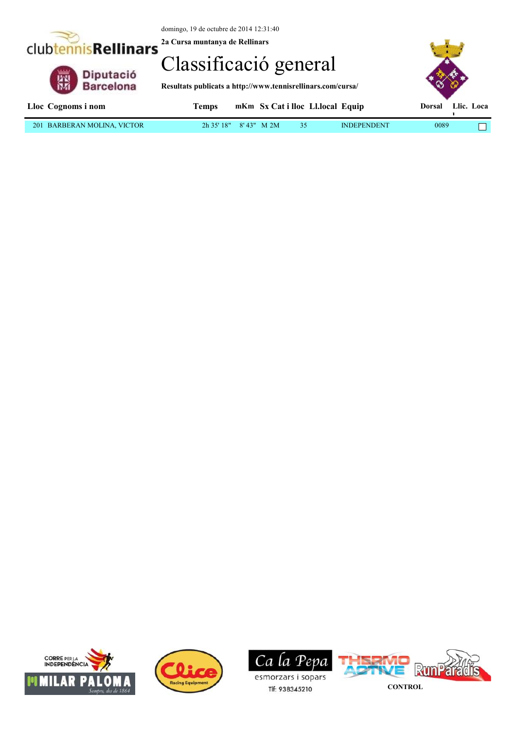domingo, 19 de octubre de 2014 12:31:40

**2a Cursa muntanya de Rellinars**

# Classificació general

**Resultats publicats a http://www.tennisrellinars.com/cursa/**

| Lloc | Cognoms i nom | Temps | mKm | Sx | Cat i lloc | Ll.local | Equip | Dorsal | Llic. | Local |
|---|---|---|---|---|---|---|---|---|---|---|
| 201 | BARBERAN MOLINA, VICTOR | 2h 35' 18" | 8' 43" | M | 2M | 35 | INDEPENDENT | 0089 | | ☐ |

CONTROL